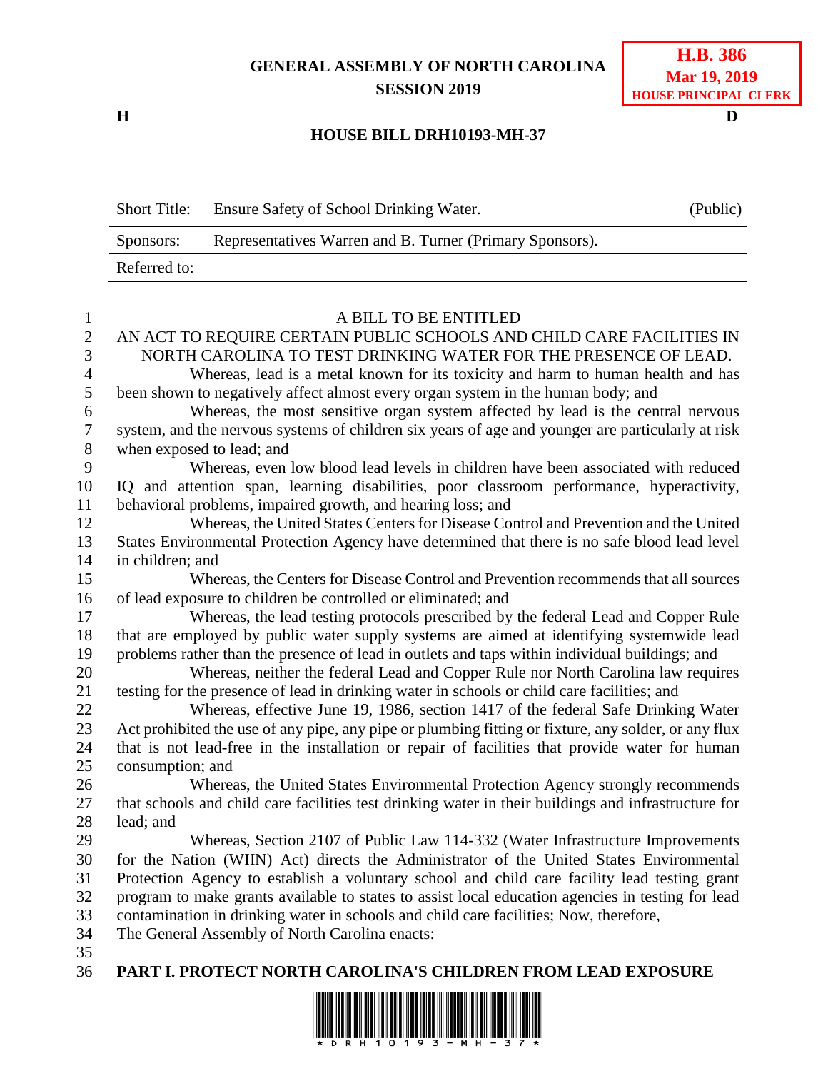**GENERAL ASSEMBLY OF NORTH CAROLINA**
**SESSION 2019**

**H.B. 386**
**Mar 19, 2019**
**HOUSE PRINCIPAL CLERK**

**H** **D**

**HOUSE BILL DRH10193-MH-37**

| Short Title: | Ensure Safety of School Drinking Water. | (Public) |
|---|---|---|
| Sponsors: | Representatives Warren and B. Turner (Primary Sponsors). | |
| Referred to: | | |

A BILL TO BE ENTITLED

AN ACT TO REQUIRE CERTAIN PUBLIC SCHOOLS AND CHILD CARE FACILITIES IN NORTH CAROLINA TO TEST DRINKING WATER FOR THE PRESENCE OF LEAD.

Whereas, lead is a metal known for its toxicity and harm to human health and has been shown to negatively affect almost every organ system in the human body; and

Whereas, the most sensitive organ system affected by lead is the central nervous system, and the nervous systems of children six years of age and younger are particularly at risk when exposed to lead; and

Whereas, even low blood lead levels in children have been associated with reduced IQ and attention span, learning disabilities, poor classroom performance, hyperactivity, behavioral problems, impaired growth, and hearing loss; and

Whereas, the United States Centers for Disease Control and Prevention and the United States Environmental Protection Agency have determined that there is no safe blood lead level in children; and

Whereas, the Centers for Disease Control and Prevention recommends that all sources of lead exposure to children be controlled or eliminated; and

Whereas, the lead testing protocols prescribed by the federal Lead and Copper Rule that are employed by public water supply systems are aimed at identifying systemwide lead problems rather than the presence of lead in outlets and taps within individual buildings; and

Whereas, neither the federal Lead and Copper Rule nor North Carolina law requires testing for the presence of lead in drinking water in schools or child care facilities; and

Whereas, effective June 19, 1986, section 1417 of the federal Safe Drinking Water Act prohibited the use of any pipe, any pipe or plumbing fitting or fixture, any solder, or any flux that is not lead-free in the installation or repair of facilities that provide water for human consumption; and

Whereas, the United States Environmental Protection Agency strongly recommends that schools and child care facilities test drinking water in their buildings and infrastructure for lead; and

Whereas, Section 2107 of Public Law 114-332 (Water Infrastructure Improvements for the Nation (WIIN) Act) directs the Administrator of the United States Environmental Protection Agency to establish a voluntary school and child care facility lead testing grant program to make grants available to states to assist local education agencies in testing for lead contamination in drinking water in schools and child care facilities; Now, therefore,

The General Assembly of North Carolina enacts:

**PART I. PROTECT NORTH CAROLINA'S CHILDREN FROM LEAD EXPOSURE**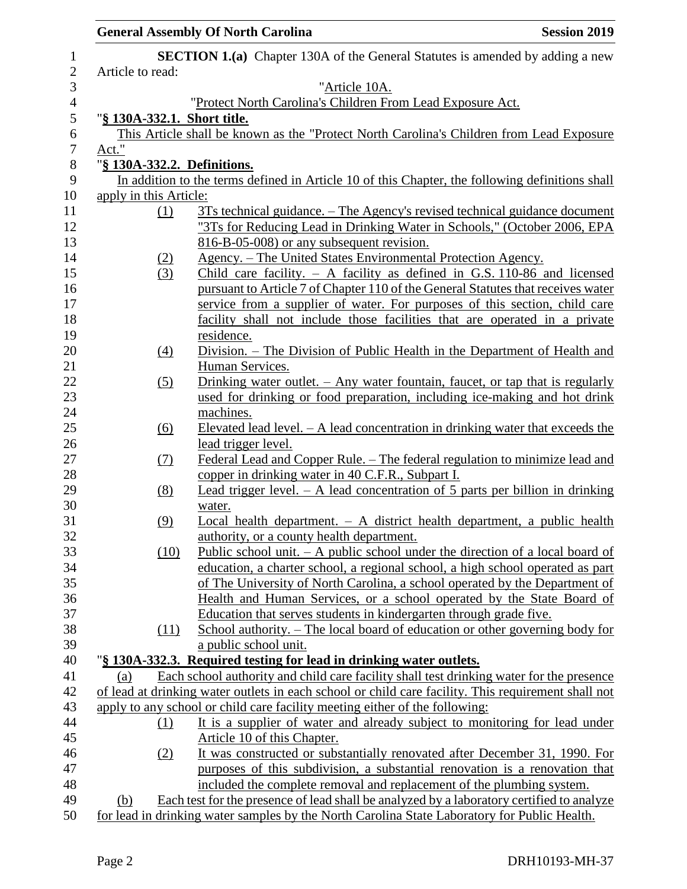**SECTION 1.(a)** Chapter 130A of the General Statutes is amended by adding a new Article to read:

"Article 10A.

"Protect North Carolina's Children From Lead Exposure Act.

"**§ 130A-332.1. Short title.**

This Article shall be known as the "Protect North Carolina's Children from Lead Exposure Act."

"**§ 130A-332.2. Definitions.**

In addition to the terms defined in Article 10 of this Chapter, the following definitions shall apply in this Article:

(1) 3Ts technical guidance. – The Agency's revised technical guidance document "3Ts for Reducing Lead in Drinking Water in Schools," (October 2006, EPA 816-B-05-008) or any subsequent revision.

(2) Agency. – The United States Environmental Protection Agency.

(3) Child care facility. – A facility as defined in G.S. 110-86 and licensed pursuant to Article 7 of Chapter 110 of the General Statutes that receives water service from a supplier of water. For purposes of this section, child care facility shall not include those facilities that are operated in a private residence.

(4) Division. – The Division of Public Health in the Department of Health and Human Services.

(5) Drinking water outlet. – Any water fountain, faucet, or tap that is regularly used for drinking or food preparation, including ice-making and hot drink machines.

(6) Elevated lead level. – A lead concentration in drinking water that exceeds the lead trigger level.

(7) Federal Lead and Copper Rule. – The federal regulation to minimize lead and copper in drinking water in 40 C.F.R., Subpart I.

(8) Lead trigger level. – A lead concentration of 5 parts per billion in drinking water.

(9) Local health department. – A district health department, a public health authority, or a county health department.

(10) Public school unit. – A public school under the direction of a local board of education, a charter school, a regional school, a high school operated as part of The University of North Carolina, a school operated by the Department of Health and Human Services, or a school operated by the State Board of Education that serves students in kindergarten through grade five.

(11) School authority. – The local board of education or other governing body for a public school unit.

"**§ 130A-332.3. Required testing for lead in drinking water outlets.**

(a) Each school authority and child care facility shall test drinking water for the presence of lead at drinking water outlets in each school or child care facility. This requirement shall not apply to any school or child care facility meeting either of the following:

(1) It is a supplier of water and already subject to monitoring for lead under Article 10 of this Chapter.

(2) It was constructed or substantially renovated after December 31, 1990. For purposes of this subdivision, a substantial renovation is a renovation that included the complete removal and replacement of the plumbing system.

(b) Each test for the presence of lead shall be analyzed by a laboratory certified to analyze for lead in drinking water samples by the North Carolina State Laboratory for Public Health.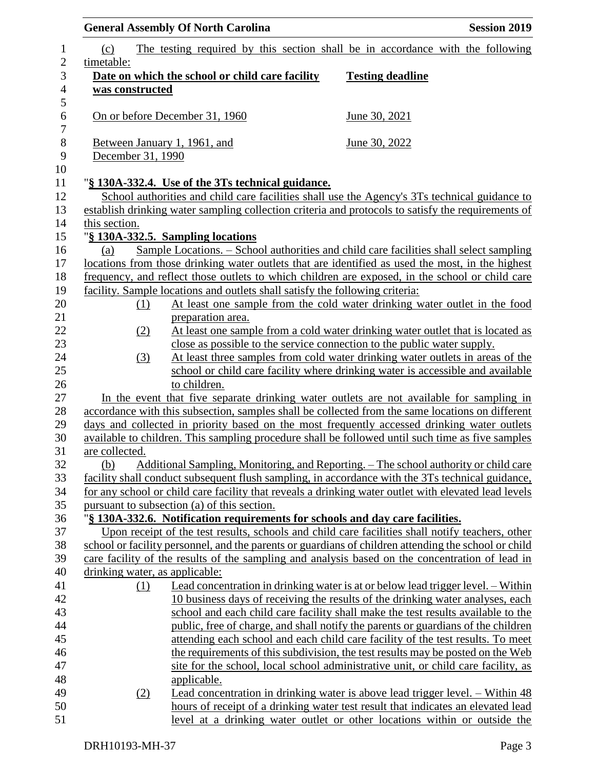(c) The testing required by this section shall be in accordance with the following timetable:

| Date on which the school or child care facility was constructed | Testing deadline |
|---|---|
| On or before December 31, 1960 | June 30, 2021 |
| Between January 1, 1961, and December 31, 1990 | June 30, 2022 |

"**§ 130A-332.4. Use of the 3Ts technical guidance.**

School authorities and child care facilities shall use the Agency's 3Ts technical guidance to establish drinking water sampling collection criteria and protocols to satisfy the requirements of this section.

"**§ 130A-332.5. Sampling locations**

(a) Sample Locations. – School authorities and child care facilities shall select sampling locations from those drinking water outlets that are identified as used the most, in the highest frequency, and reflect those outlets to which children are exposed, in the school or child care facility. Sample locations and outlets shall satisfy the following criteria:

(1) At least one sample from the cold water drinking water outlet in the food preparation area.

(2) At least one sample from a cold water drinking water outlet that is located as close as possible to the service connection to the public water supply.

(3) At least three samples from cold water drinking water outlets in areas of the school or child care facility where drinking water is accessible and available to children.

In the event that five separate drinking water outlets are not available for sampling in accordance with this subsection, samples shall be collected from the same locations on different days and collected in priority based on the most frequently accessed drinking water outlets available to children. This sampling procedure shall be followed until such time as five samples are collected.

(b) Additional Sampling, Monitoring, and Reporting. – The school authority or child care facility shall conduct subsequent flush sampling, in accordance with the 3Ts technical guidance, for any school or child care facility that reveals a drinking water outlet with elevated lead levels pursuant to subsection (a) of this section.

"**§ 130A-332.6. Notification requirements for schools and day care facilities.**

Upon receipt of the test results, schools and child care facilities shall notify teachers, other school or facility personnel, and the parents or guardians of children attending the school or child care facility of the results of the sampling and analysis based on the concentration of lead in drinking water, as applicable:

(1) Lead concentration in drinking water is at or below lead trigger level. – Within 10 business days of receiving the results of the drinking water analyses, each school and each child care facility shall make the test results available to the public, free of charge, and shall notify the parents or guardians of the children attending each school and each child care facility of the test results. To meet the requirements of this subdivision, the test results may be posted on the Web site for the school, local school administrative unit, or child care facility, as applicable.

(2) Lead concentration in drinking water is above lead trigger level. – Within 48 hours of receipt of a drinking water test result that indicates an elevated lead level at a drinking water outlet or other locations within or outside the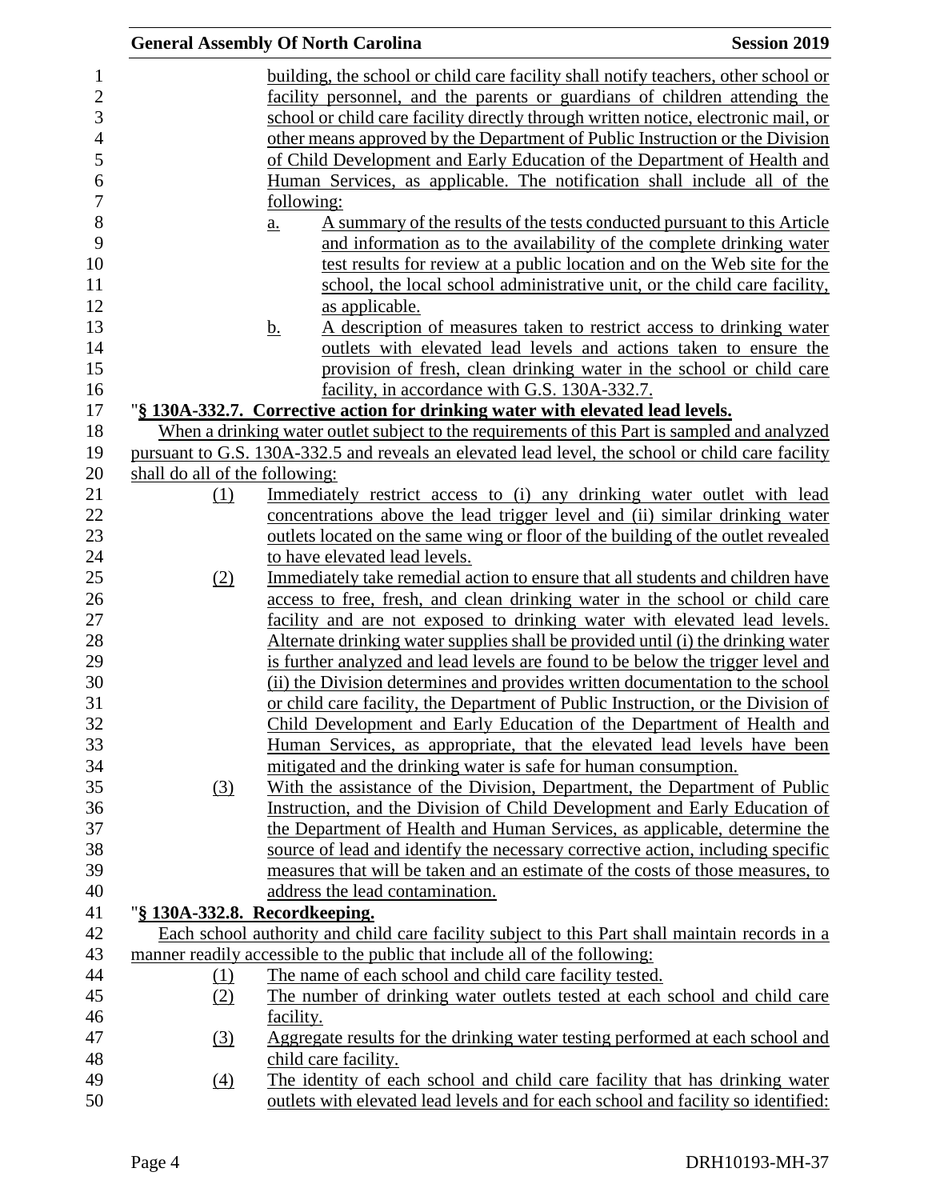building, the school or child care facility shall notify teachers, other school or facility personnel, and the parents or guardians of children attending the school or child care facility directly through written notice, electronic mail, or other means approved by the Department of Public Instruction or the Division of Child Development and Early Education of the Department of Health and Human Services, as applicable. The notification shall include all of the following:

a. A summary of the results of the tests conducted pursuant to this Article and information as to the availability of the complete drinking water test results for review at a public location and on the Web site for the school, the local school administrative unit, or the child care facility, as applicable.
b. A description of measures taken to restrict access to drinking water outlets with elevated lead levels and actions taken to ensure the provision of fresh, clean drinking water in the school or child care facility, in accordance with G.S. 130A-332.7.

"**§ 130A-332.7. Corrective action for drinking water with elevated lead levels.**

When a drinking water outlet subject to the requirements of this Part is sampled and analyzed pursuant to G.S. 130A-332.5 and reveals an elevated lead level, the school or child care facility shall do all of the following:

(1) Immediately restrict access to (i) any drinking water outlet with lead concentrations above the lead trigger level and (ii) similar drinking water outlets located on the same wing or floor of the building of the outlet revealed to have elevated lead levels.
(2) Immediately take remedial action to ensure that all students and children have access to free, fresh, and clean drinking water in the school or child care facility and are not exposed to drinking water with elevated lead levels. Alternate drinking water supplies shall be provided until (i) the drinking water is further analyzed and lead levels are found to be below the trigger level and (ii) the Division determines and provides written documentation to the school or child care facility, the Department of Public Instruction, or the Division of Child Development and Early Education of the Department of Health and Human Services, as appropriate, that the elevated lead levels have been mitigated and the drinking water is safe for human consumption.
(3) With the assistance of the Division, Department, the Department of Public Instruction, and the Division of Child Development and Early Education of the Department of Health and Human Services, as applicable, determine the source of lead and identify the necessary corrective action, including specific measures that will be taken and an estimate of the costs of those measures, to address the lead contamination.

"**§ 130A-332.8. Recordkeeping.**

Each school authority and child care facility subject to this Part shall maintain records in a manner readily accessible to the public that include all of the following:

(1) The name of each school and child care facility tested.
(2) The number of drinking water outlets tested at each school and child care facility.
(3) Aggregate results for the drinking water testing performed at each school and child care facility.
(4) The identity of each school and child care facility that has drinking water outlets with elevated lead levels and for each school and facility so identified: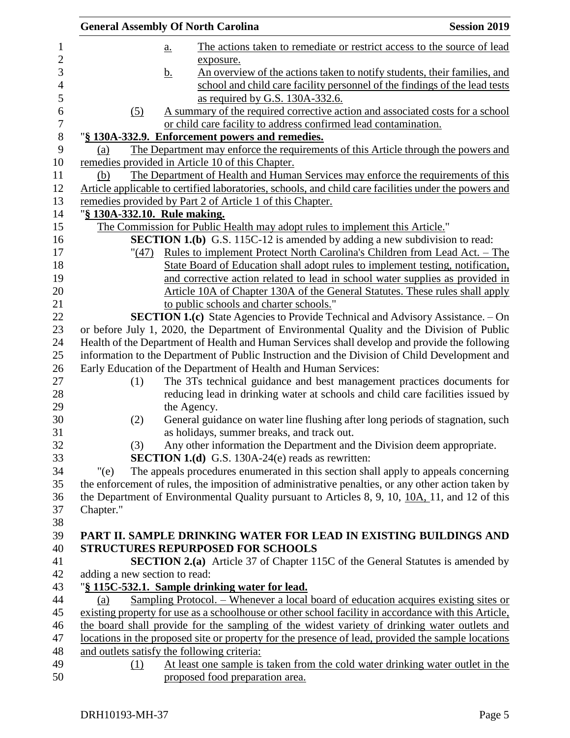a. The actions taken to remediate or restrict access to the source of lead exposure.

b. An overview of the actions taken to notify students, their families, and school and child care facility personnel of the findings of the lead tests as required by G.S. 130A-332.6.

(5) A summary of the required corrective action and associated costs for a school or child care facility to address confirmed lead contamination.

"**§ 130A-332.9. Enforcement powers and remedies.**

(a) The Department may enforce the requirements of this Article through the powers and remedies provided in Article 10 of this Chapter.

(b) The Department of Health and Human Services may enforce the requirements of this Article applicable to certified laboratories, schools, and child care facilities under the powers and remedies provided by Part 2 of Article 1 of this Chapter.

"**§ 130A-332.10. Rule making.**

The Commission for Public Health may adopt rules to implement this Article."

**SECTION 1.(b)** G.S. 115C-12 is amended by adding a new subdivision to read:

"(47) Rules to implement Protect North Carolina's Children from Lead Act. – The State Board of Education shall adopt rules to implement testing, notification, and corrective action related to lead in school water supplies as provided in Article 10A of Chapter 130A of the General Statutes. These rules shall apply to public schools and charter schools."

**SECTION 1.(c)** State Agencies to Provide Technical and Advisory Assistance. – On or before July 1, 2020, the Department of Environmental Quality and the Division of Public Health of the Department of Health and Human Services shall develop and provide the following information to the Department of Public Instruction and the Division of Child Development and Early Education of the Department of Health and Human Services:

(1) The 3Ts technical guidance and best management practices documents for reducing lead in drinking water at schools and child care facilities issued by the Agency.

(2) General guidance on water line flushing after long periods of stagnation, such as holidays, summer breaks, and track out.

(3) Any other information the Department and the Division deem appropriate.

**SECTION 1.(d)** G.S. 130A-24(e) reads as rewritten:

"(e) The appeals procedures enumerated in this section shall apply to appeals concerning the enforcement of rules, the imposition of administrative penalties, or any other action taken by the Department of Environmental Quality pursuant to Articles 8, 9, 10, 10A, 11, and 12 of this Chapter."

## PART II. SAMPLE DRINKING WATER FOR LEAD IN EXISTING BUILDINGS AND STRUCTURES REPURPOSED FOR SCHOOLS

**SECTION 2.(a)** Article 37 of Chapter 115C of the General Statutes is amended by adding a new section to read:

"**§ 115C-532.1. Sample drinking water for lead.**

(a) Sampling Protocol. – Whenever a local board of education acquires existing sites or existing property for use as a schoolhouse or other school facility in accordance with this Article, the board shall provide for the sampling of the widest variety of drinking water outlets and locations in the proposed site or property for the presence of lead, provided the sample locations and outlets satisfy the following criteria:

(1) At least one sample is taken from the cold water drinking water outlet in the proposed food preparation area.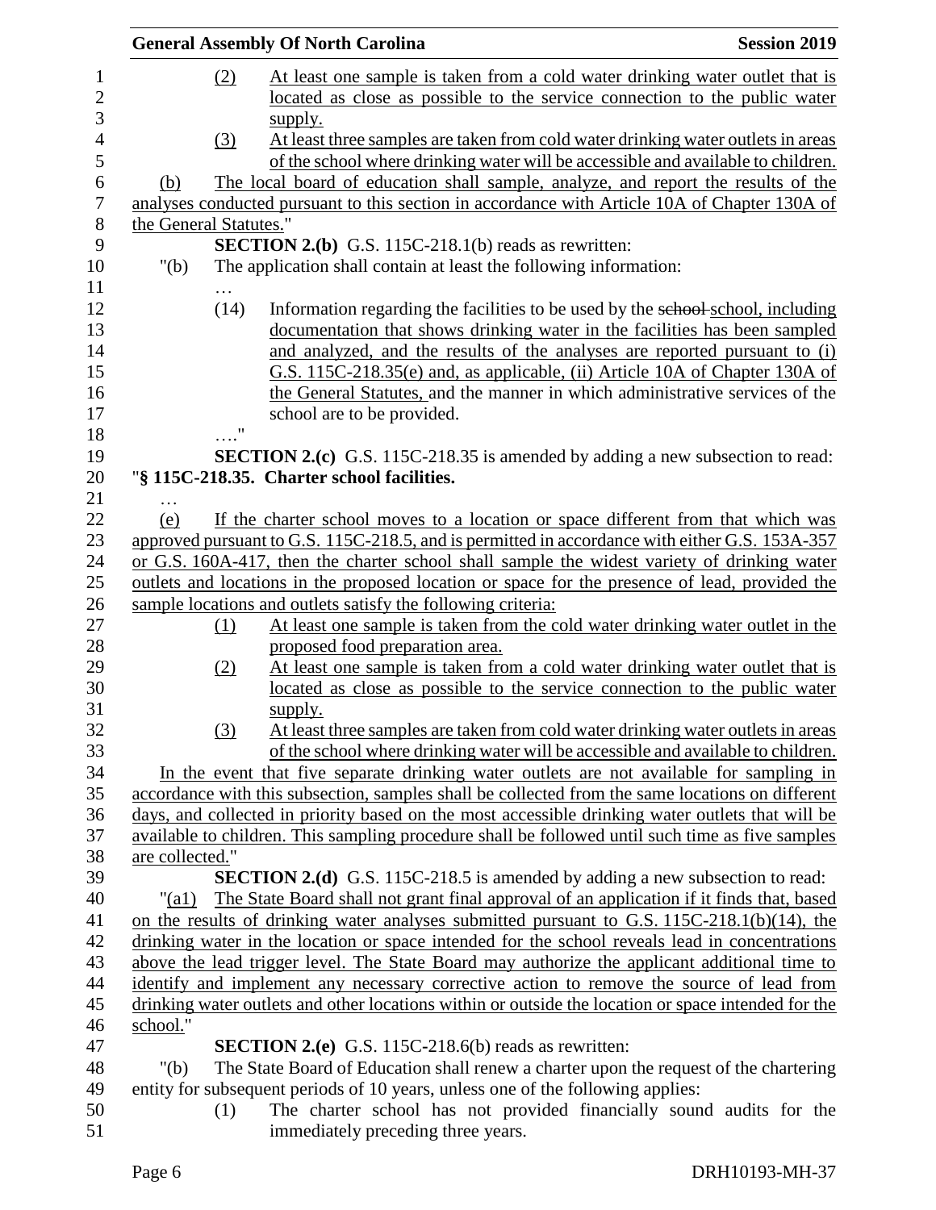(2) At least one sample is taken from a cold water drinking water outlet that is located as close as possible to the service connection to the public water supply.

(3) At least three samples are taken from cold water drinking water outlets in areas of the school where drinking water will be accessible and available to children.

(b) The local board of education shall sample, analyze, and report the results of the analyses conducted pursuant to this section in accordance with Article 10A of Chapter 130A of the General Statutes."

**SECTION 2.(b)** G.S. 115C-218.1(b) reads as rewritten:

"(b) The application shall contain at least the following information:

…

(14) Information regarding the facilities to be used by the ~~school~~ school, including documentation that shows drinking water in the facilities has been sampled and analyzed, and the results of the analyses are reported pursuant to (i) G.S. 115C-218.35(e) and, as applicable, (ii) Article 10A of Chapter 130A of the General Statutes, and the manner in which administrative services of the school are to be provided.

…."

**SECTION 2.(c)** G.S. 115C-218.35 is amended by adding a new subsection to read:

"**§ 115C-218.35. Charter school facilities.**

…

(e) If the charter school moves to a location or space different from that which was approved pursuant to G.S. 115C-218.5, and is permitted in accordance with either G.S. 153A-357 or G.S. 160A-417, then the charter school shall sample the widest variety of drinking water outlets and locations in the proposed location or space for the presence of lead, provided the sample locations and outlets satisfy the following criteria:

(1) At least one sample is taken from the cold water drinking water outlet in the proposed food preparation area.

(2) At least one sample is taken from a cold water drinking water outlet that is located as close as possible to the service connection to the public water supply.

(3) At least three samples are taken from cold water drinking water outlets in areas of the school where drinking water will be accessible and available to children.

In the event that five separate drinking water outlets are not available for sampling in accordance with this subsection, samples shall be collected from the same locations on different days, and collected in priority based on the most accessible drinking water outlets that will be available to children. This sampling procedure shall be followed until such time as five samples are collected."

**SECTION 2.(d)** G.S. 115C-218.5 is amended by adding a new subsection to read:

"(a1) The State Board shall not grant final approval of an application if it finds that, based on the results of drinking water analyses submitted pursuant to G.S. 115C-218.1(b)(14), the drinking water in the location or space intended for the school reveals lead in concentrations above the lead trigger level. The State Board may authorize the applicant additional time to identify and implement any necessary corrective action to remove the source of lead from drinking water outlets and other locations within or outside the location or space intended for the school."

**SECTION 2.(e)** G.S. 115C-218.6(b) reads as rewritten:

"(b) The State Board of Education shall renew a charter upon the request of the chartering entity for subsequent periods of 10 years, unless one of the following applies:

(1) The charter school has not provided financially sound audits for the immediately preceding three years.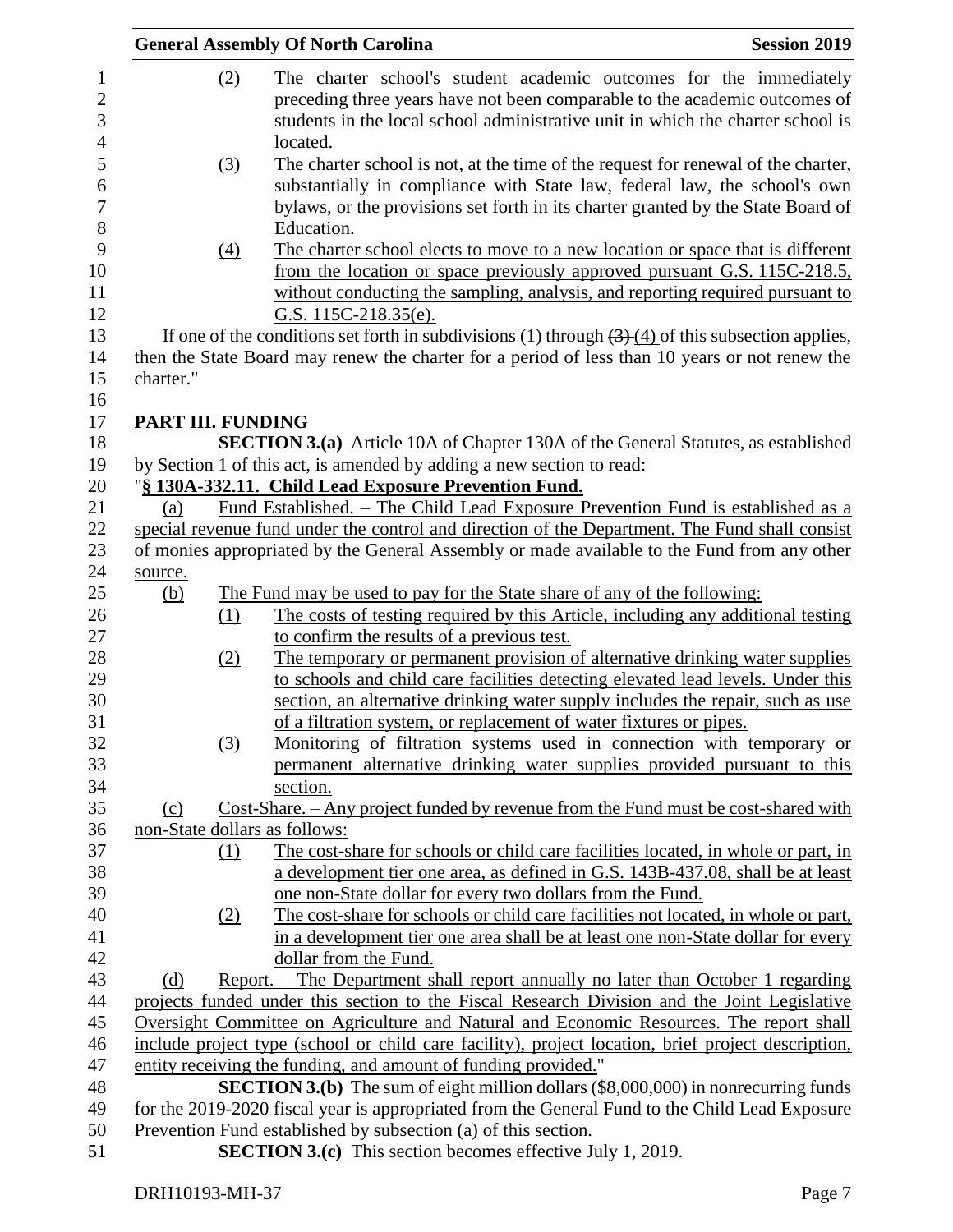(2) The charter school's student academic outcomes for the immediately preceding three years have not been comparable to the academic outcomes of students in the local school administrative unit in which the charter school is located.

(3) The charter school is not, at the time of the request for renewal of the charter, substantially in compliance with State law, federal law, the school's own bylaws, or the provisions set forth in its charter granted by the State Board of Education.

<u>(4) The charter school elects to move to a new location or space that is different from the location or space previously approved pursuant G.S. 115C-218.5, without conducting the sampling, analysis, and reporting required pursuant to G.S. 115C-218.35(e).</u>

If one of the conditions set forth in subdivisions (1) through ~~(3)~~ <u>(4)</u> of this subsection applies, then the State Board may renew the charter for a period of less than 10 years or not renew the charter."

## PART III. FUNDING

**SECTION 3.(a)** Article 10A of Chapter 130A of the General Statutes, as established by Section 1 of this act, is amended by adding a new section to read:

"**<u>§ 130A-332.11. Child Lead Exposure Prevention Fund.</u>**

<u>(a) Fund Established. – The Child Lead Exposure Prevention Fund is established as a special revenue fund under the control and direction of the Department. The Fund shall consist of monies appropriated by the General Assembly or made available to the Fund from any other source.</u>

<u>(b) The Fund may be used to pay for the State share of any of the following:</u>

<u>(1) The costs of testing required by this Article, including any additional testing to confirm the results of a previous test.</u>

<u>(2) The temporary or permanent provision of alternative drinking water supplies to schools and child care facilities detecting elevated lead levels. Under this section, an alternative drinking water supply includes the repair, such as use of a filtration system, or replacement of water fixtures or pipes.</u>

<u>(3) Monitoring of filtration systems used in connection with temporary or permanent alternative drinking water supplies provided pursuant to this section.</u>

<u>(c) Cost-Share. – Any project funded by revenue from the Fund must be cost-shared with non-State dollars as follows:</u>

<u>(1) The cost-share for schools or child care facilities located, in whole or part, in a development tier one area, as defined in G.S. 143B-437.08, shall be at least one non-State dollar for every two dollars from the Fund.</u>

<u>(2) The cost-share for schools or child care facilities not located, in whole or part, in a development tier one area shall be at least one non-State dollar for every dollar from the Fund.</u>

<u>(d) Report. – The Department shall report annually no later than October 1 regarding projects funded under this section to the Fiscal Research Division and the Joint Legislative Oversight Committee on Agriculture and Natural and Economic Resources. The report shall include project type (school or child care facility), project location, brief project description, entity receiving the funding, and amount of funding provided.</u>"

**SECTION 3.(b)** The sum of eight million dollars ($8,000,000) in nonrecurring funds for the 2019-2020 fiscal year is appropriated from the General Fund to the Child Lead Exposure Prevention Fund established by subsection (a) of this section.

**SECTION 3.(c)** This section becomes effective July 1, 2019.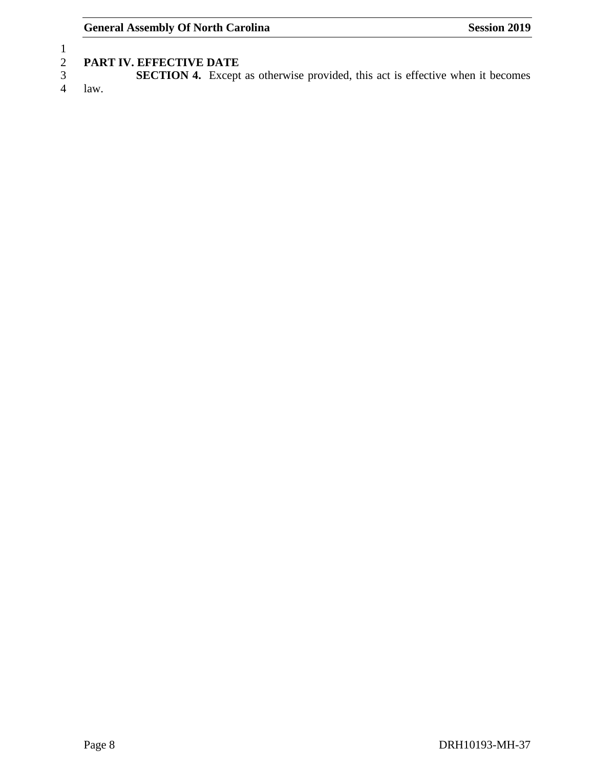## PART IV. EFFECTIVE DATE

**SECTION 4.** Except as otherwise provided, this act is effective when it becomes law.